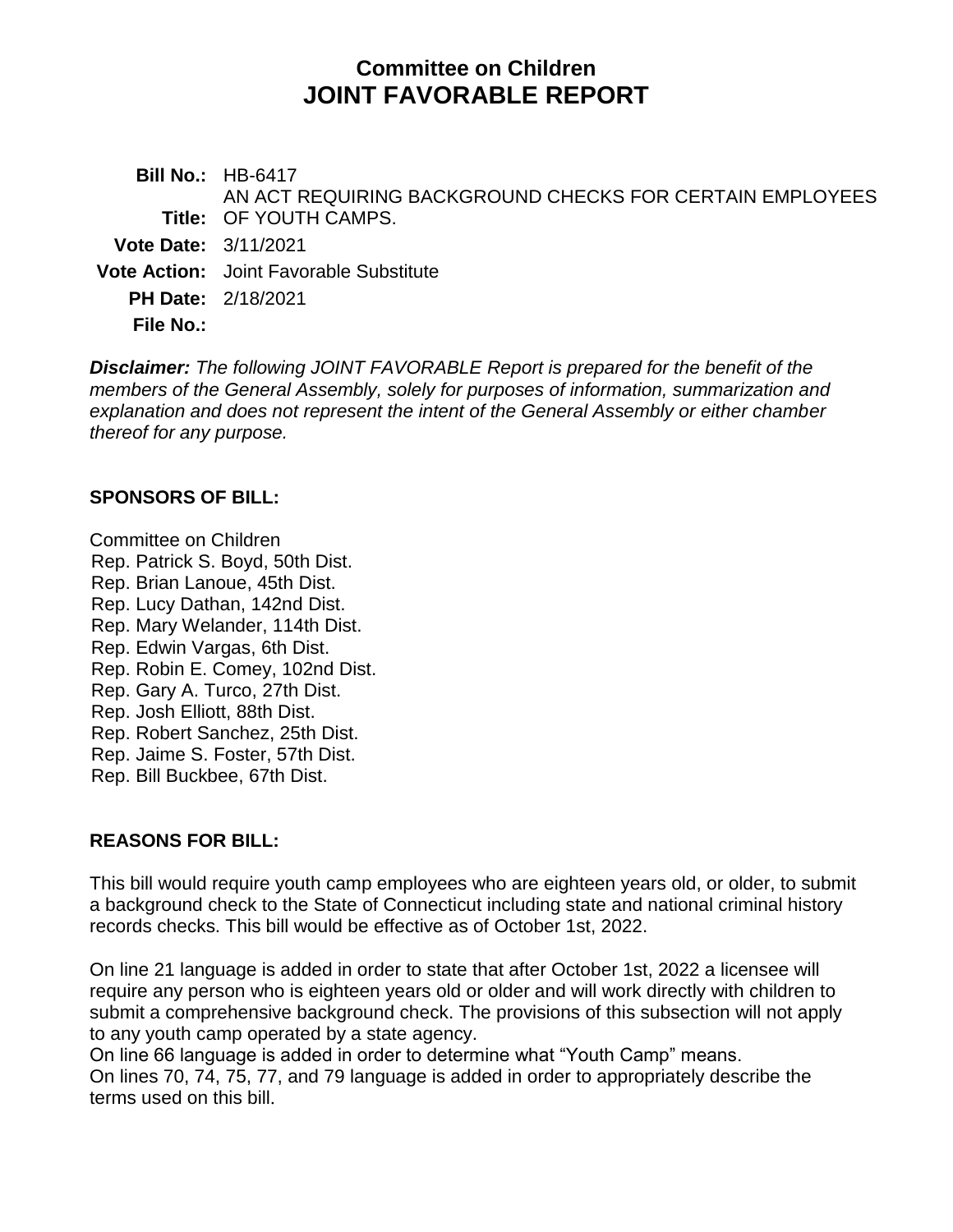# Committee on Children
# JOINT FAVORABLE REPORT

**Bill No.:** HB-6417

**Title:** AN ACT REQUIRING BACKGROUND CHECKS FOR CERTAIN EMPLOYEES OF YOUTH CAMPS.

**Vote Date:** 3/11/2021

**Vote Action:** Joint Favorable Substitute

**PH Date:** 2/18/2021

**File No.:**

***Disclaimer:*** *The following JOINT FAVORABLE Report is prepared for the benefit of the members of the General Assembly, solely for purposes of information, summarization and explanation and does not represent the intent of the General Assembly or either chamber thereof for any purpose.*

## SPONSORS OF BILL:

Committee on Children
Rep. Patrick S. Boyd, 50th Dist.
Rep. Brian Lanoue, 45th Dist.
Rep. Lucy Dathan, 142nd Dist.
Rep. Mary Welander, 114th Dist.
Rep. Edwin Vargas, 6th Dist.
Rep. Robin E. Comey, 102nd Dist.
Rep. Gary A. Turco, 27th Dist.
Rep. Josh Elliott, 88th Dist.
Rep. Robert Sanchez, 25th Dist.
Rep. Jaime S. Foster, 57th Dist.
Rep. Bill Buckbee, 67th Dist.

## REASONS FOR BILL:

This bill would require youth camp employees who are eighteen years old, or older, to submit a background check to the State of Connecticut including state and national criminal history records checks. This bill would be effective as of October 1st, 2022.

On line 21 language is added in order to state that after October 1st, 2022 a licensee will require any person who is eighteen years old or older and will work directly with children to submit a comprehensive background check. The provisions of this subsection will not apply to any youth camp operated by a state agency.
On line 66 language is added in order to determine what "Youth Camp" means.
On lines 70, 74, 75, 77, and 79 language is added in order to appropriately describe the terms used on this bill.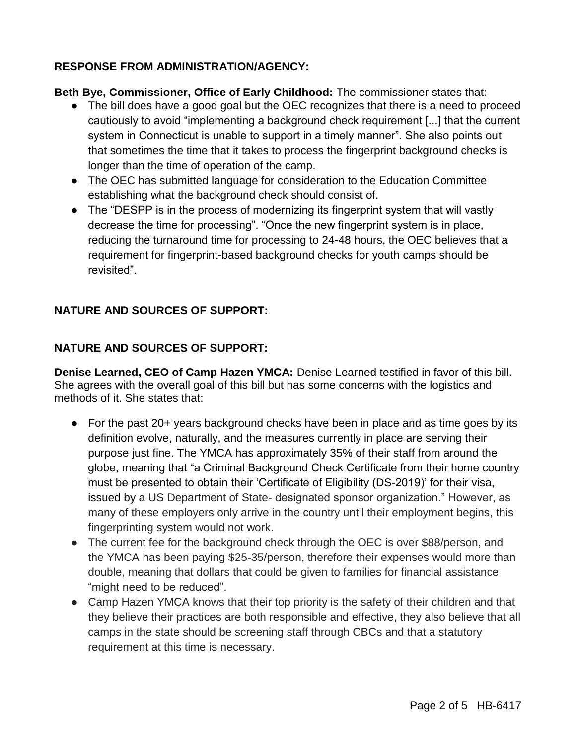**RESPONSE FROM ADMINISTRATION/AGENCY:**

**Beth Bye, Commissioner, Office of Early Childhood:** The commissioner states that:

- The bill does have a good goal but the OEC recognizes that there is a need to proceed cautiously to avoid "implementing a background check requirement [...] that the current system in Connecticut is unable to support in a timely manner". She also points out that sometimes the time that it takes to process the fingerprint background checks is longer than the time of operation of the camp.
- The OEC has submitted language for consideration to the Education Committee establishing what the background check should consist of.
- The "DESPP is in the process of modernizing its fingerprint system that will vastly decrease the time for processing". "Once the new fingerprint system is in place, reducing the turnaround time for processing to 24-48 hours, the OEC believes that a requirement for fingerprint-based background checks for youth camps should be revisited".

**NATURE AND SOURCES OF SUPPORT:**

**NATURE AND SOURCES OF SUPPORT:**

**Denise Learned, CEO of Camp Hazen YMCA:** Denise Learned testified in favor of this bill. She agrees with the overall goal of this bill but has some concerns with the logistics and methods of it. She states that:

- For the past 20+ years background checks have been in place and as time goes by its definition evolve, naturally, and the measures currently in place are serving their purpose just fine. The YMCA has approximately 35% of their staff from around the globe, meaning that "a Criminal Background Check Certificate from their home country must be presented to obtain their 'Certificate of Eligibility (DS-2019)' for their visa, issued by a US Department of State- designated sponsor organization." However, as many of these employers only arrive in the country until their employment begins, this fingerprinting system would not work.
- The current fee for the background check through the OEC is over $88/person, and the YMCA has been paying $25-35/person, therefore their expenses would more than double, meaning that dollars that could be given to families for financial assistance "might need to be reduced".
- Camp Hazen YMCA knows that their top priority is the safety of their children and that they believe their practices are both responsible and effective, they also believe that all camps in the state should be screening staff through CBCs and that a statutory requirement at this time is necessary.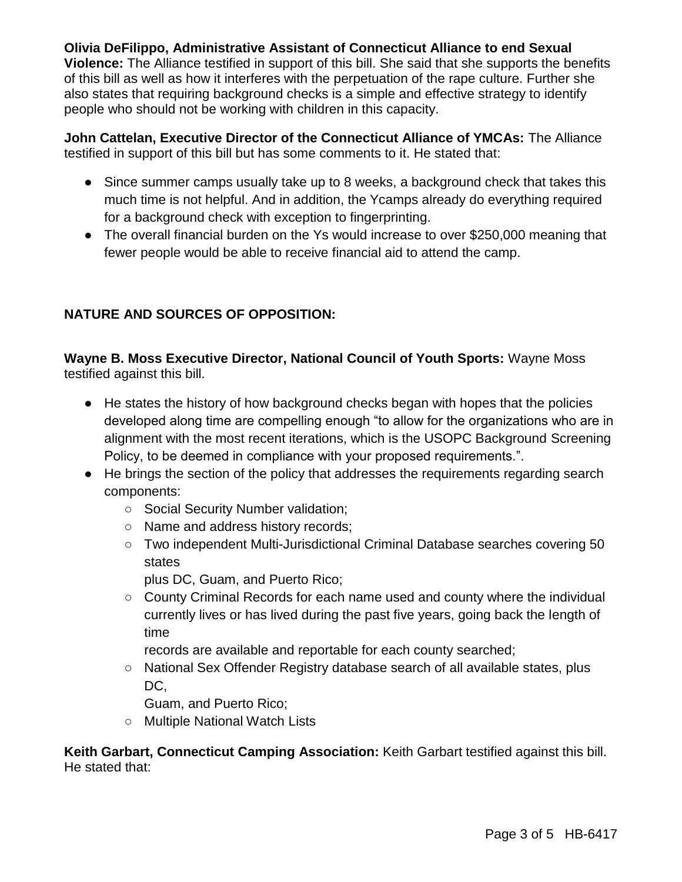**Olivia DeFilippo, Administrative Assistant of Connecticut Alliance to end Sexual Violence:** The Alliance testified in support of this bill. She said that she supports the benefits of this bill as well as how it interferes with the perpetuation of the rape culture. Further she also states that requiring background checks is a simple and effective strategy to identify people who should not be working with children in this capacity.

**John Cattelan, Executive Director of the Connecticut Alliance of YMCAs:** The Alliance testified in support of this bill but has some comments to it. He stated that:

- Since summer camps usually take up to 8 weeks, a background check that takes this much time is not helpful. And in addition, the Ycamps already do everything required for a background check with exception to fingerprinting.
- The overall financial burden on the Ys would increase to over $250,000 meaning that fewer people would be able to receive financial aid to attend the camp.

**NATURE AND SOURCES OF OPPOSITION:**

**Wayne B. Moss Executive Director, National Council of Youth Sports:** Wayne Moss testified against this bill.

- He states the history of how background checks began with hopes that the policies developed along time are compelling enough "to allow for the organizations who are in alignment with the most recent iterations, which is the USOPC Background Screening Policy, to be deemed in compliance with your proposed requirements.".
- He brings the section of the policy that addresses the requirements regarding search components:
    - Social Security Number validation;
    - Name and address history records;
    - Two independent Multi-Jurisdictional Criminal Database searches covering 50 states plus DC, Guam, and Puerto Rico;
    - County Criminal Records for each name used and county where the individual currently lives or has lived during the past five years, going back the length of time records are available and reportable for each county searched;
    - National Sex Offender Registry database search of all available states, plus DC, Guam, and Puerto Rico;
    - Multiple National Watch Lists

**Keith Garbart, Connecticut Camping Association:** Keith Garbart testified against this bill. He stated that: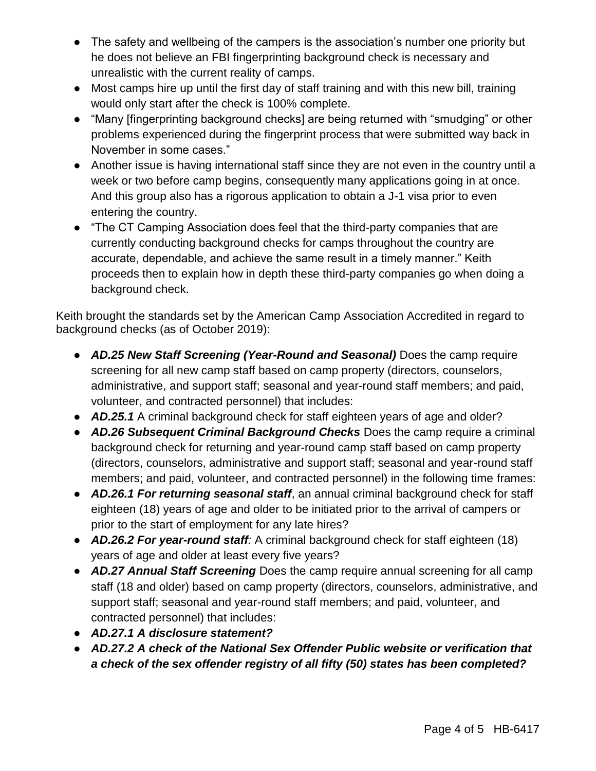- The safety and wellbeing of the campers is the association's number one priority but he does not believe an FBI fingerprinting background check is necessary and unrealistic with the current reality of camps.
- Most camps hire up until the first day of staff training and with this new bill, training would only start after the check is 100% complete.
- "Many [fingerprinting background checks] are being returned with "smudging" or other problems experienced during the fingerprint process that were submitted way back in November in some cases."
- Another issue is having international staff since they are not even in the country until a week or two before camp begins, consequently many applications going in at once. And this group also has a rigorous application to obtain a J-1 visa prior to even entering the country.
- "The CT Camping Association does feel that the third-party companies that are currently conducting background checks for camps throughout the country are accurate, dependable, and achieve the same result in a timely manner." Keith proceeds then to explain how in depth these third-party companies go when doing a background check.

Keith brought the standards set by the American Camp Association Accredited in regard to background checks (as of October 2019):

- ***AD.25 New Staff Screening (Year-Round and Seasonal)*** Does the camp require screening for all new camp staff based on camp property (directors, counselors, administrative, and support staff; seasonal and year-round staff members; and paid, volunteer, and contracted personnel) that includes:
- ***AD.25.1*** A criminal background check for staff eighteen years of age and older?
- ***AD.26 Subsequent Criminal Background Checks*** Does the camp require a criminal background check for returning and year-round camp staff based on camp property (directors, counselors, administrative and support staff; seasonal and year-round staff members; and paid, volunteer, and contracted personnel) in the following time frames:
- ***AD.26.1 For returning seasonal staff***, an annual criminal background check for staff eighteen (18) years of age and older to be initiated prior to the arrival of campers or prior to the start of employment for any late hires?
- ***AD.26.2 For year-round staff:*** A criminal background check for staff eighteen (18) years of age and older at least every five years?
- ***AD.27 Annual Staff Screening*** Does the camp require annual screening for all camp staff (18 and older) based on camp property (directors, counselors, administrative, and support staff; seasonal and year-round staff members; and paid, volunteer, and contracted personnel) that includes:
- ***AD.27.1 A disclosure statement?***
- ***AD.27.2 A check of the National Sex Offender Public website or verification that a check of the sex offender registry of all fifty (50) states has been completed?***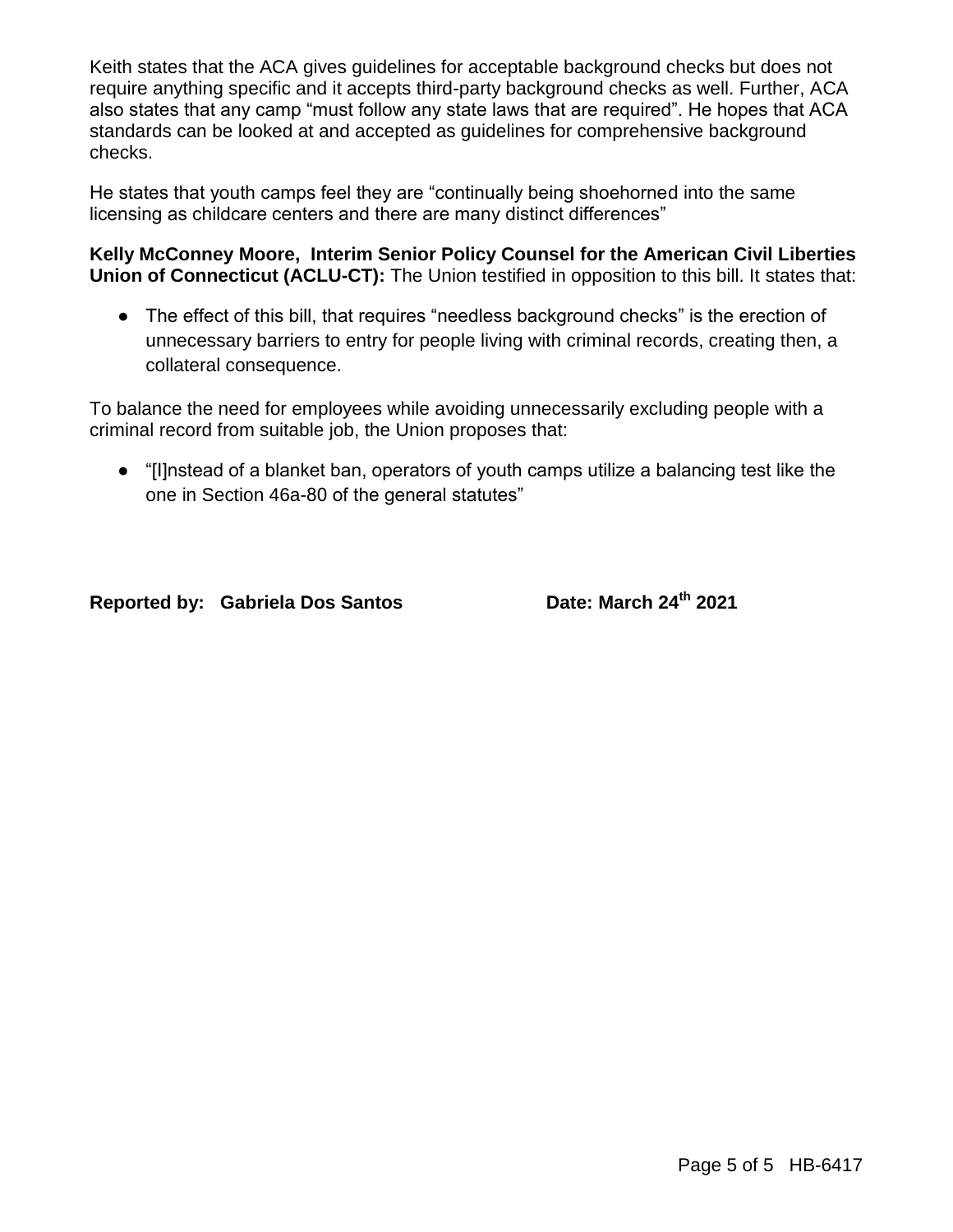Keith states that the ACA gives guidelines for acceptable background checks but does not require anything specific and it accepts third-party background checks as well. Further, ACA also states that any camp "must follow any state laws that are required". He hopes that ACA standards can be looked at and accepted as guidelines for comprehensive background checks.

He states that youth camps feel they are "continually being shoehorned into the same licensing as childcare centers and there are many distinct differences"

**Kelly McConney Moore, Interim Senior Policy Counsel for the American Civil Liberties Union of Connecticut (ACLU-CT):** The Union testified in opposition to this bill. It states that:

- The effect of this bill, that requires "needless background checks" is the erection of unnecessary barriers to entry for people living with criminal records, creating then, a collateral consequence.

To balance the need for employees while avoiding unnecessarily excluding people with a criminal record from suitable job, the Union proposes that:

- "[I]nstead of a blanket ban, operators of youth camps utilize a balancing test like the one in Section 46a-80 of the general statutes"

**Reported by: Gabriela Dos Santos** **Date: March 24th 2021**